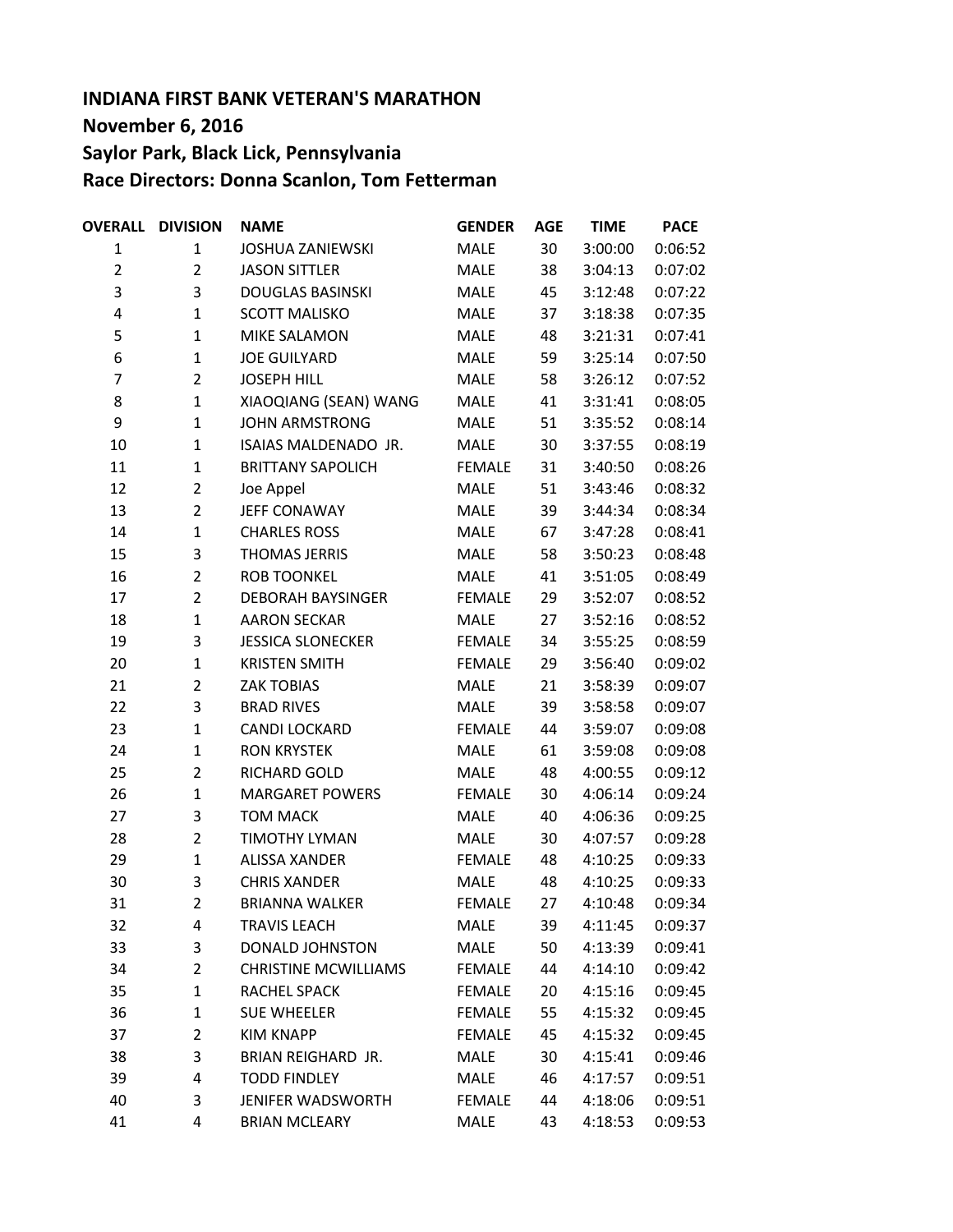**INDIANA FIRST BANK VETERAN'S MARATHON**
**November 6, 2016**
**Saylor Park, Black Lick, Pennsylvania**
**Race Directors: Donna Scanlon, Tom Fetterman**

| OVERALL | DIVISION | NAME | GENDER | AGE | TIME | PACE |
|---|---|---|---|---|---|---|
| 1 | 1 | JOSHUA ZANIEWSKI | MALE | 30 | 3:00:00 | 0:06:52 |
| 2 | 2 | JASON SITTLER | MALE | 38 | 3:04:13 | 0:07:02 |
| 3 | 3 | DOUGLAS BASINSKI | MALE | 45 | 3:12:48 | 0:07:22 |
| 4 | 1 | SCOTT MALISKO | MALE | 37 | 3:18:38 | 0:07:35 |
| 5 | 1 | MIKE SALAMON | MALE | 48 | 3:21:31 | 0:07:41 |
| 6 | 1 | JOE GUILYARD | MALE | 59 | 3:25:14 | 0:07:50 |
| 7 | 2 | JOSEPH HILL | MALE | 58 | 3:26:12 | 0:07:52 |
| 8 | 1 | XIAOQIANG (SEAN) WANG | MALE | 41 | 3:31:41 | 0:08:05 |
| 9 | 1 | JOHN ARMSTRONG | MALE | 51 | 3:35:52 | 0:08:14 |
| 10 | 1 | ISAIAS MALDENADO JR. | MALE | 30 | 3:37:55 | 0:08:19 |
| 11 | 1 | BRITTANY SAPOLICH | FEMALE | 31 | 3:40:50 | 0:08:26 |
| 12 | 2 | Joe Appel | MALE | 51 | 3:43:46 | 0:08:32 |
| 13 | 2 | JEFF CONAWAY | MALE | 39 | 3:44:34 | 0:08:34 |
| 14 | 1 | CHARLES ROSS | MALE | 67 | 3:47:28 | 0:08:41 |
| 15 | 3 | THOMAS JERRIS | MALE | 58 | 3:50:23 | 0:08:48 |
| 16 | 2 | ROB TOONKEL | MALE | 41 | 3:51:05 | 0:08:49 |
| 17 | 2 | DEBORAH BAYSINGER | FEMALE | 29 | 3:52:07 | 0:08:52 |
| 18 | 1 | AARON SECKAR | MALE | 27 | 3:52:16 | 0:08:52 |
| 19 | 3 | JESSICA SLONECKER | FEMALE | 34 | 3:55:25 | 0:08:59 |
| 20 | 1 | KRISTEN SMITH | FEMALE | 29 | 3:56:40 | 0:09:02 |
| 21 | 2 | ZAK TOBIAS | MALE | 21 | 3:58:39 | 0:09:07 |
| 22 | 3 | BRAD RIVES | MALE | 39 | 3:58:58 | 0:09:07 |
| 23 | 1 | CANDI LOCKARD | FEMALE | 44 | 3:59:07 | 0:09:08 |
| 24 | 1 | RON KRYSTEK | MALE | 61 | 3:59:08 | 0:09:08 |
| 25 | 2 | RICHARD GOLD | MALE | 48 | 4:00:55 | 0:09:12 |
| 26 | 1 | MARGARET POWERS | FEMALE | 30 | 4:06:14 | 0:09:24 |
| 27 | 3 | TOM MACK | MALE | 40 | 4:06:36 | 0:09:25 |
| 28 | 2 | TIMOTHY LYMAN | MALE | 30 | 4:07:57 | 0:09:28 |
| 29 | 1 | ALISSA XANDER | FEMALE | 48 | 4:10:25 | 0:09:33 |
| 30 | 3 | CHRIS XANDER | MALE | 48 | 4:10:25 | 0:09:33 |
| 31 | 2 | BRIANNA WALKER | FEMALE | 27 | 4:10:48 | 0:09:34 |
| 32 | 4 | TRAVIS LEACH | MALE | 39 | 4:11:45 | 0:09:37 |
| 33 | 3 | DONALD JOHNSTON | MALE | 50 | 4:13:39 | 0:09:41 |
| 34 | 2 | CHRISTINE MCWILLIAMS | FEMALE | 44 | 4:14:10 | 0:09:42 |
| 35 | 1 | RACHEL SPACK | FEMALE | 20 | 4:15:16 | 0:09:45 |
| 36 | 1 | SUE WHEELER | FEMALE | 55 | 4:15:32 | 0:09:45 |
| 37 | 2 | KIM KNAPP | FEMALE | 45 | 4:15:32 | 0:09:45 |
| 38 | 3 | BRIAN REIGHARD JR. | MALE | 30 | 4:15:41 | 0:09:46 |
| 39 | 4 | TODD FINDLEY | MALE | 46 | 4:17:57 | 0:09:51 |
| 40 | 3 | JENIFER WADSWORTH | FEMALE | 44 | 4:18:06 | 0:09:51 |
| 41 | 4 | BRIAN MCLEARY | MALE | 43 | 4:18:53 | 0:09:53 |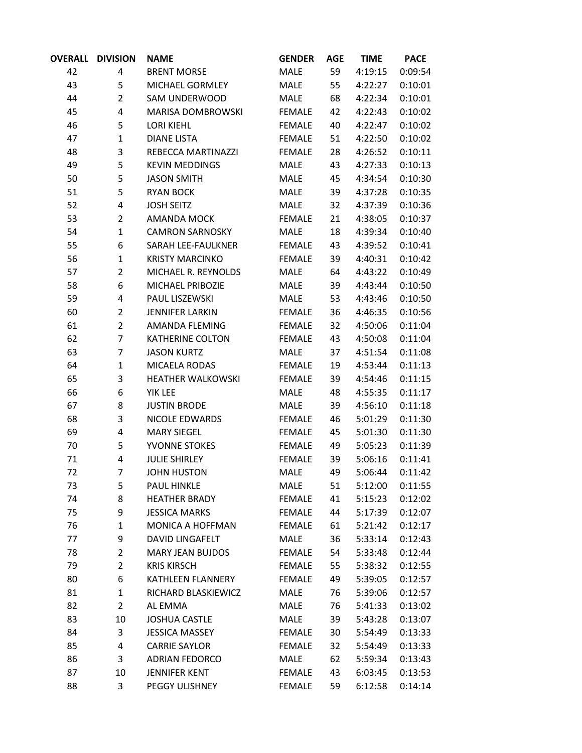| OVERALL | DIVISION | NAME | GENDER | AGE | TIME | PACE |
|---|---|---|---|---|---|---|
| 42 | 4 | BRENT MORSE | MALE | 59 | 4:19:15 | 0:09:54 |
| 43 | 5 | MICHAEL GORMLEY | MALE | 55 | 4:22:27 | 0:10:01 |
| 44 | 2 | SAM UNDERWOOD | MALE | 68 | 4:22:34 | 0:10:01 |
| 45 | 4 | MARISA DOMBROWSKI | FEMALE | 42 | 4:22:43 | 0:10:02 |
| 46 | 5 | LORI KIEHL | FEMALE | 40 | 4:22:47 | 0:10:02 |
| 47 | 1 | DIANE LISTA | FEMALE | 51 | 4:22:50 | 0:10:02 |
| 48 | 3 | REBECCA MARTINAZZI | FEMALE | 28 | 4:26:52 | 0:10:11 |
| 49 | 5 | KEVIN MEDDINGS | MALE | 43 | 4:27:33 | 0:10:13 |
| 50 | 5 | JASON SMITH | MALE | 45 | 4:34:54 | 0:10:30 |
| 51 | 5 | RYAN BOCK | MALE | 39 | 4:37:28 | 0:10:35 |
| 52 | 4 | JOSH SEITZ | MALE | 32 | 4:37:39 | 0:10:36 |
| 53 | 2 | AMANDA MOCK | FEMALE | 21 | 4:38:05 | 0:10:37 |
| 54 | 1 | CAMRON SARNOSKY | MALE | 18 | 4:39:34 | 0:10:40 |
| 55 | 6 | SARAH LEE-FAULKNER | FEMALE | 43 | 4:39:52 | 0:10:41 |
| 56 | 1 | KRISTY MARCINKO | FEMALE | 39 | 4:40:31 | 0:10:42 |
| 57 | 2 | MICHAEL R. REYNOLDS | MALE | 64 | 4:43:22 | 0:10:49 |
| 58 | 6 | MICHAEL PRIBOZIE | MALE | 39 | 4:43:44 | 0:10:50 |
| 59 | 4 | PAUL LISZEWSKI | MALE | 53 | 4:43:46 | 0:10:50 |
| 60 | 2 | JENNIFER LARKIN | FEMALE | 36 | 4:46:35 | 0:10:56 |
| 61 | 2 | AMANDA FLEMING | FEMALE | 32 | 4:50:06 | 0:11:04 |
| 62 | 7 | KATHERINE COLTON | FEMALE | 43 | 4:50:08 | 0:11:04 |
| 63 | 7 | JASON KURTZ | MALE | 37 | 4:51:54 | 0:11:08 |
| 64 | 1 | MICAELA RODAS | FEMALE | 19 | 4:53:44 | 0:11:13 |
| 65 | 3 | HEATHER WALKOWSKI | FEMALE | 39 | 4:54:46 | 0:11:15 |
| 66 | 6 | YIK LEE | MALE | 48 | 4:55:35 | 0:11:17 |
| 67 | 8 | JUSTIN BRODE | MALE | 39 | 4:56:10 | 0:11:18 |
| 68 | 3 | NICOLE EDWARDS | FEMALE | 46 | 5:01:29 | 0:11:30 |
| 69 | 4 | MARY SIEGEL | FEMALE | 45 | 5:01:30 | 0:11:30 |
| 70 | 5 | YVONNE STOKES | FEMALE | 49 | 5:05:23 | 0:11:39 |
| 71 | 4 | JULIE SHIRLEY | FEMALE | 39 | 5:06:16 | 0:11:41 |
| 72 | 7 | JOHN HUSTON | MALE | 49 | 5:06:44 | 0:11:42 |
| 73 | 5 | PAUL HINKLE | MALE | 51 | 5:12:00 | 0:11:55 |
| 74 | 8 | HEATHER BRADY | FEMALE | 41 | 5:15:23 | 0:12:02 |
| 75 | 9 | JESSICA MARKS | FEMALE | 44 | 5:17:39 | 0:12:07 |
| 76 | 1 | MONICA A HOFFMAN | FEMALE | 61 | 5:21:42 | 0:12:17 |
| 77 | 9 | DAVID LINGAFELT | MALE | 36 | 5:33:14 | 0:12:43 |
| 78 | 2 | MARY JEAN BUJDOS | FEMALE | 54 | 5:33:48 | 0:12:44 |
| 79 | 2 | KRIS KIRSCH | FEMALE | 55 | 5:38:32 | 0:12:55 |
| 80 | 6 | KATHLEEN FLANNERY | FEMALE | 49 | 5:39:05 | 0:12:57 |
| 81 | 1 | RICHARD BLASKIEWICZ | MALE | 76 | 5:39:06 | 0:12:57 |
| 82 | 2 | AL EMMA | MALE | 76 | 5:41:33 | 0:13:02 |
| 83 | 10 | JOSHUA CASTLE | MALE | 39 | 5:43:28 | 0:13:07 |
| 84 | 3 | JESSICA MASSEY | FEMALE | 30 | 5:54:49 | 0:13:33 |
| 85 | 4 | CARRIE SAYLOR | FEMALE | 32 | 5:54:49 | 0:13:33 |
| 86 | 3 | ADRIAN FEDORCO | MALE | 62 | 5:59:34 | 0:13:43 |
| 87 | 10 | JENNIFER KENT | FEMALE | 43 | 6:03:45 | 0:13:53 |
| 88 | 3 | PEGGY ULISHNEY | FEMALE | 59 | 6:12:58 | 0:14:14 |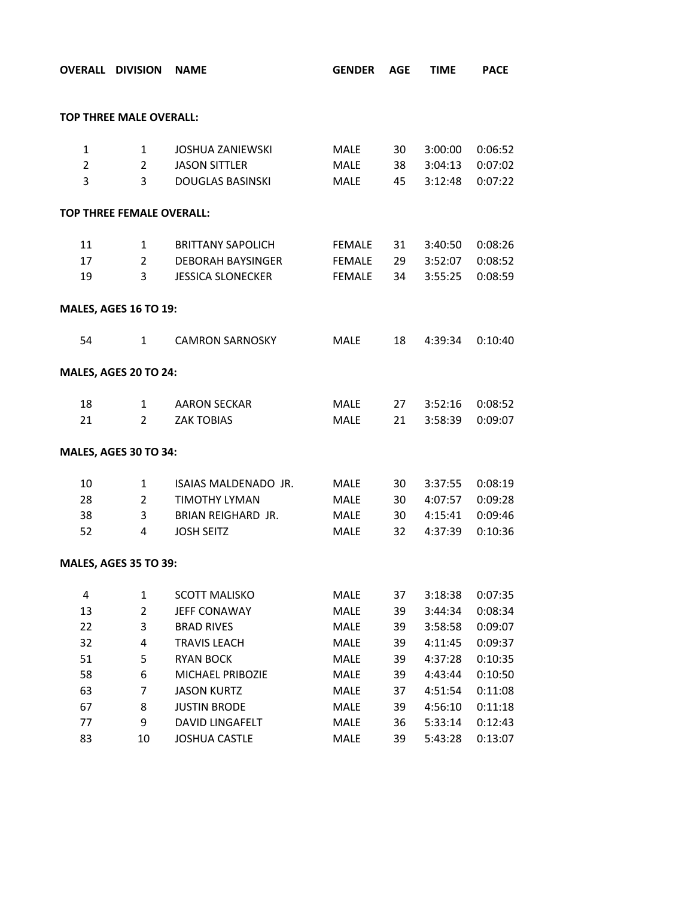| OVERALL | DIVISION | NAME | GENDER | AGE | TIME | PACE |
|---|---|---|---|---|---|---|
| **TOP THREE MALE OVERALL:** | | | | | | |
| 1 | 1 | JOSHUA ZANIEWSKI | MALE | 30 | 3:00:00 | 0:06:52 |
| 2 | 2 | JASON SITTLER | MALE | 38 | 3:04:13 | 0:07:02 |
| 3 | 3 | DOUGLAS BASINSKI | MALE | 45 | 3:12:48 | 0:07:22 |
| **TOP THREE FEMALE OVERALL:** | | | | | | |
| 11 | 1 | BRITTANY SAPOLICH | FEMALE | 31 | 3:40:50 | 0:08:26 |
| 17 | 2 | DEBORAH BAYSINGER | FEMALE | 29 | 3:52:07 | 0:08:52 |
| 19 | 3 | JESSICA SLONECKER | FEMALE | 34 | 3:55:25 | 0:08:59 |
| **MALES, AGES 16 TO 19:** | | | | | | |
| 54 | 1 | CAMRON SARNOSKY | MALE | 18 | 4:39:34 | 0:10:40 |
| **MALES, AGES 20 TO 24:** | | | | | | |
| 18 | 1 | AARON SECKAR | MALE | 27 | 3:52:16 | 0:08:52 |
| 21 | 2 | ZAK TOBIAS | MALE | 21 | 3:58:39 | 0:09:07 |
| **MALES, AGES 30 TO 34:** | | | | | | |
| 10 | 1 | ISAIAS MALDENADO JR. | MALE | 30 | 3:37:55 | 0:08:19 |
| 28 | 2 | TIMOTHY LYMAN | MALE | 30 | 4:07:57 | 0:09:28 |
| 38 | 3 | BRIAN REIGHARD JR. | MALE | 30 | 4:15:41 | 0:09:46 |
| 52 | 4 | JOSH SEITZ | MALE | 32 | 4:37:39 | 0:10:36 |
| **MALES, AGES 35 TO 39:** | | | | | | |
| 4 | 1 | SCOTT MALISKO | MALE | 37 | 3:18:38 | 0:07:35 |
| 13 | 2 | JEFF CONAWAY | MALE | 39 | 3:44:34 | 0:08:34 |
| 22 | 3 | BRAD RIVES | MALE | 39 | 3:58:58 | 0:09:07 |
| 32 | 4 | TRAVIS LEACH | MALE | 39 | 4:11:45 | 0:09:37 |
| 51 | 5 | RYAN BOCK | MALE | 39 | 4:37:28 | 0:10:35 |
| 58 | 6 | MICHAEL PRIBOZIE | MALE | 39 | 4:43:44 | 0:10:50 |
| 63 | 7 | JASON KURTZ | MALE | 37 | 4:51:54 | 0:11:08 |
| 67 | 8 | JUSTIN BRODE | MALE | 39 | 4:56:10 | 0:11:18 |
| 77 | 9 | DAVID LINGAFELT | MALE | 36 | 5:33:14 | 0:12:43 |
| 83 | 10 | JOSHUA CASTLE | MALE | 39 | 5:43:28 | 0:13:07 |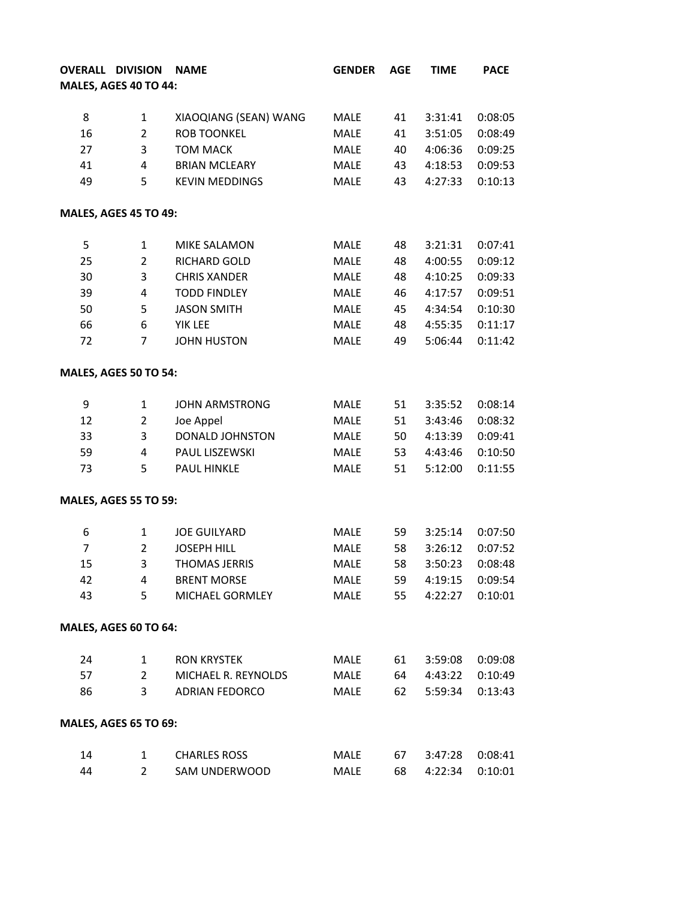| OVERALL | DIVISION | NAME | GENDER | AGE | TIME | PACE |
|---|---|---|---|---|---|---|
| **MALES, AGES 40 TO 44:** | | | | | | |
| 8 | 1 | XIAOQIANG (SEAN) WANG | MALE | 41 | 3:31:41 | 0:08:05 |
| 16 | 2 | ROB TOONKEL | MALE | 41 | 3:51:05 | 0:08:49 |
| 27 | 3 | TOM MACK | MALE | 40 | 4:06:36 | 0:09:25 |
| 41 | 4 | BRIAN MCLEARY | MALE | 43 | 4:18:53 | 0:09:53 |
| 49 | 5 | KEVIN MEDDINGS | MALE | 43 | 4:27:33 | 0:10:13 |
| **MALES, AGES 45 TO 49:** | | | | | | |
| 5 | 1 | MIKE SALAMON | MALE | 48 | 3:21:31 | 0:07:41 |
| 25 | 2 | RICHARD GOLD | MALE | 48 | 4:00:55 | 0:09:12 |
| 30 | 3 | CHRIS XANDER | MALE | 48 | 4:10:25 | 0:09:33 |
| 39 | 4 | TODD FINDLEY | MALE | 46 | 4:17:57 | 0:09:51 |
| 50 | 5 | JASON SMITH | MALE | 45 | 4:34:54 | 0:10:30 |
| 66 | 6 | YIK LEE | MALE | 48 | 4:55:35 | 0:11:17 |
| 72 | 7 | JOHN HUSTON | MALE | 49 | 5:06:44 | 0:11:42 |
| **MALES, AGES 50 TO 54:** | | | | | | |
| 9 | 1 | JOHN ARMSTRONG | MALE | 51 | 3:35:52 | 0:08:14 |
| 12 | 2 | Joe Appel | MALE | 51 | 3:43:46 | 0:08:32 |
| 33 | 3 | DONALD JOHNSTON | MALE | 50 | 4:13:39 | 0:09:41 |
| 59 | 4 | PAUL LISZEWSKI | MALE | 53 | 4:43:46 | 0:10:50 |
| 73 | 5 | PAUL HINKLE | MALE | 51 | 5:12:00 | 0:11:55 |
| **MALES, AGES 55 TO 59:** | | | | | | |
| 6 | 1 | JOE GUILYARD | MALE | 59 | 3:25:14 | 0:07:50 |
| 7 | 2 | JOSEPH HILL | MALE | 58 | 3:26:12 | 0:07:52 |
| 15 | 3 | THOMAS JERRIS | MALE | 58 | 3:50:23 | 0:08:48 |
| 42 | 4 | BRENT MORSE | MALE | 59 | 4:19:15 | 0:09:54 |
| 43 | 5 | MICHAEL GORMLEY | MALE | 55 | 4:22:27 | 0:10:01 |
| **MALES, AGES 60 TO 64:** | | | | | | |
| 24 | 1 | RON KRYSTEK | MALE | 61 | 3:59:08 | 0:09:08 |
| 57 | 2 | MICHAEL R. REYNOLDS | MALE | 64 | 4:43:22 | 0:10:49 |
| 86 | 3 | ADRIAN FEDORCO | MALE | 62 | 5:59:34 | 0:13:43 |
| **MALES, AGES 65 TO 69:** | | | | | | |
| 14 | 1 | CHARLES ROSS | MALE | 67 | 3:47:28 | 0:08:41 |
| 44 | 2 | SAM UNDERWOOD | MALE | 68 | 4:22:34 | 0:10:01 |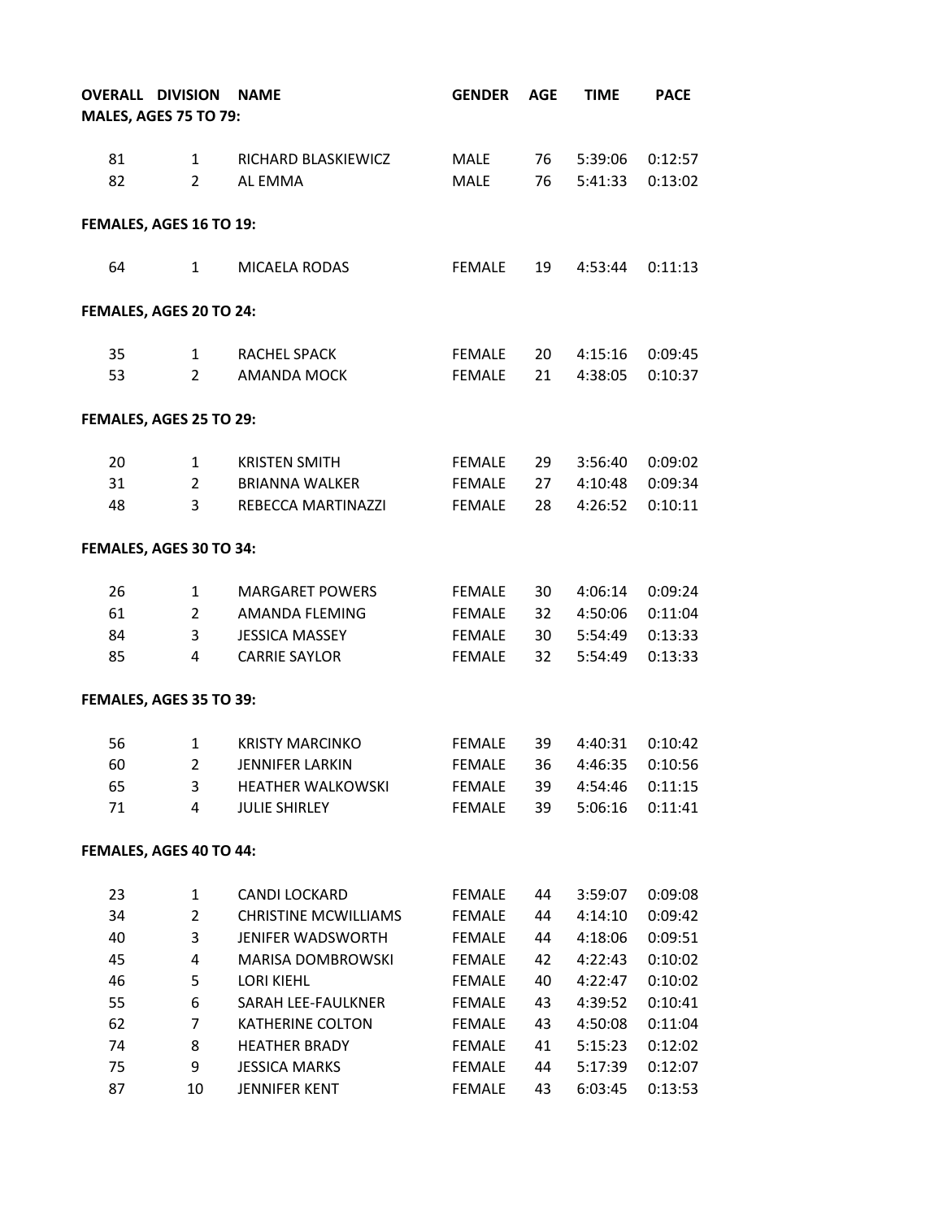| OVERALL | DIVISION | NAME | GENDER | AGE | TIME | PACE |
|---|---|---|---|---|---|---|
| **MALES, AGES 75 TO 79:** | | | | | | |
| 81 | 1 | RICHARD BLASKIEWICZ | MALE | 76 | 5:39:06 | 0:12:57 |
| 82 | 2 | AL EMMA | MALE | 76 | 5:41:33 | 0:13:02 |
| **FEMALES, AGES 16 TO 19:** | | | | | | |
| 64 | 1 | MICAELA RODAS | FEMALE | 19 | 4:53:44 | 0:11:13 |
| **FEMALES, AGES 20 TO 24:** | | | | | | |
| 35 | 1 | RACHEL SPACK | FEMALE | 20 | 4:15:16 | 0:09:45 |
| 53 | 2 | AMANDA MOCK | FEMALE | 21 | 4:38:05 | 0:10:37 |
| **FEMALES, AGES 25 TO 29:** | | | | | | |
| 20 | 1 | KRISTEN SMITH | FEMALE | 29 | 3:56:40 | 0:09:02 |
| 31 | 2 | BRIANNA WALKER | FEMALE | 27 | 4:10:48 | 0:09:34 |
| 48 | 3 | REBECCA MARTINAZZI | FEMALE | 28 | 4:26:52 | 0:10:11 |
| **FEMALES, AGES 30 TO 34:** | | | | | | |
| 26 | 1 | MARGARET POWERS | FEMALE | 30 | 4:06:14 | 0:09:24 |
| 61 | 2 | AMANDA FLEMING | FEMALE | 32 | 4:50:06 | 0:11:04 |
| 84 | 3 | JESSICA MASSEY | FEMALE | 30 | 5:54:49 | 0:13:33 |
| 85 | 4 | CARRIE SAYLOR | FEMALE | 32 | 5:54:49 | 0:13:33 |
| **FEMALES, AGES 35 TO 39:** | | | | | | |
| 56 | 1 | KRISTY MARCINKO | FEMALE | 39 | 4:40:31 | 0:10:42 |
| 60 | 2 | JENNIFER LARKIN | FEMALE | 36 | 4:46:35 | 0:10:56 |
| 65 | 3 | HEATHER WALKOWSKI | FEMALE | 39 | 4:54:46 | 0:11:15 |
| 71 | 4 | JULIE SHIRLEY | FEMALE | 39 | 5:06:16 | 0:11:41 |
| **FEMALES, AGES 40 TO 44:** | | | | | | |
| 23 | 1 | CANDI LOCKARD | FEMALE | 44 | 3:59:07 | 0:09:08 |
| 34 | 2 | CHRISTINE MCWILLIAMS | FEMALE | 44 | 4:14:10 | 0:09:42 |
| 40 | 3 | JENIFER WADSWORTH | FEMALE | 44 | 4:18:06 | 0:09:51 |
| 45 | 4 | MARISA DOMBROWSKI | FEMALE | 42 | 4:22:43 | 0:10:02 |
| 46 | 5 | LORI KIEHL | FEMALE | 40 | 4:22:47 | 0:10:02 |
| 55 | 6 | SARAH LEE-FAULKNER | FEMALE | 43 | 4:39:52 | 0:10:41 |
| 62 | 7 | KATHERINE COLTON | FEMALE | 43 | 4:50:08 | 0:11:04 |
| 74 | 8 | HEATHER BRADY | FEMALE | 41 | 5:15:23 | 0:12:02 |
| 75 | 9 | JESSICA MARKS | FEMALE | 44 | 5:17:39 | 0:12:07 |
| 87 | 10 | JENNIFER KENT | FEMALE | 43 | 6:03:45 | 0:13:53 |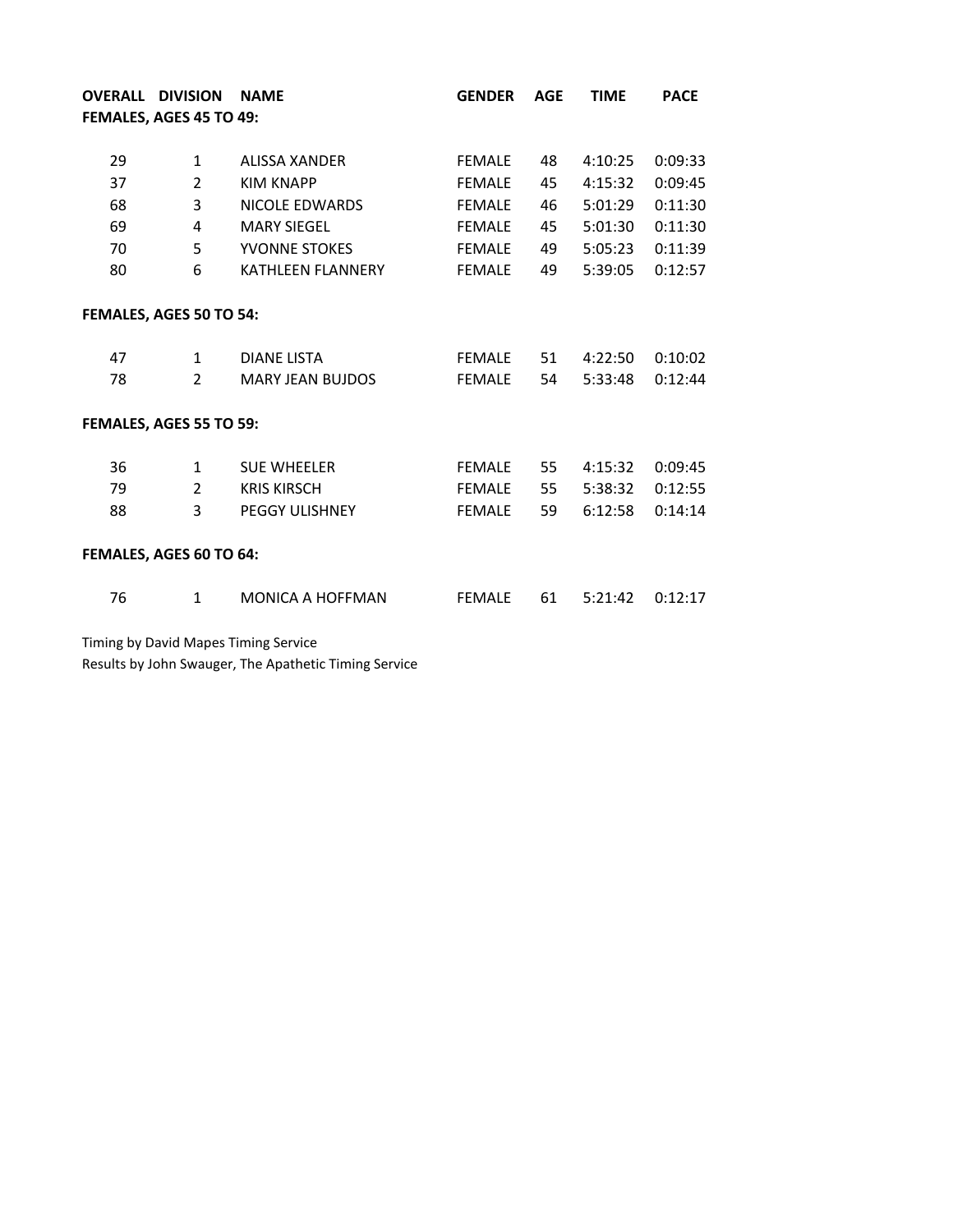| OVERALL | DIVISION | NAME | GENDER | AGE | TIME | PACE |
|---|---|---|---|---|---|---|
| **FEMALES, AGES 45 TO 49:** | | | | | | |
| 29 | 1 | ALISSA XANDER | FEMALE | 48 | 4:10:25 | 0:09:33 |
| 37 | 2 | KIM KNAPP | FEMALE | 45 | 4:15:32 | 0:09:45 |
| 68 | 3 | NICOLE EDWARDS | FEMALE | 46 | 5:01:29 | 0:11:30 |
| 69 | 4 | MARY SIEGEL | FEMALE | 45 | 5:01:30 | 0:11:30 |
| 70 | 5 | YVONNE STOKES | FEMALE | 49 | 5:05:23 | 0:11:39 |
| 80 | 6 | KATHLEEN FLANNERY | FEMALE | 49 | 5:39:05 | 0:12:57 |
| **FEMALES, AGES 50 TO 54:** | | | | | | |
| 47 | 1 | DIANE LISTA | FEMALE | 51 | 4:22:50 | 0:10:02 |
| 78 | 2 | MARY JEAN BUJDOS | FEMALE | 54 | 5:33:48 | 0:12:44 |
| **FEMALES, AGES 55 TO 59:** | | | | | | |
| 36 | 1 | SUE WHEELER | FEMALE | 55 | 4:15:32 | 0:09:45 |
| 79 | 2 | KRIS KIRSCH | FEMALE | 55 | 5:38:32 | 0:12:55 |
| 88 | 3 | PEGGY ULISHNEY | FEMALE | 59 | 6:12:58 | 0:14:14 |
| **FEMALES, AGES 60 TO 64:** | | | | | | |
| 76 | 1 | MONICA A HOFFMAN | FEMALE | 61 | 5:21:42 | 0:12:17 |

Timing by David Mapes Timing Service

Results by John Swauger, The Apathetic Timing Service